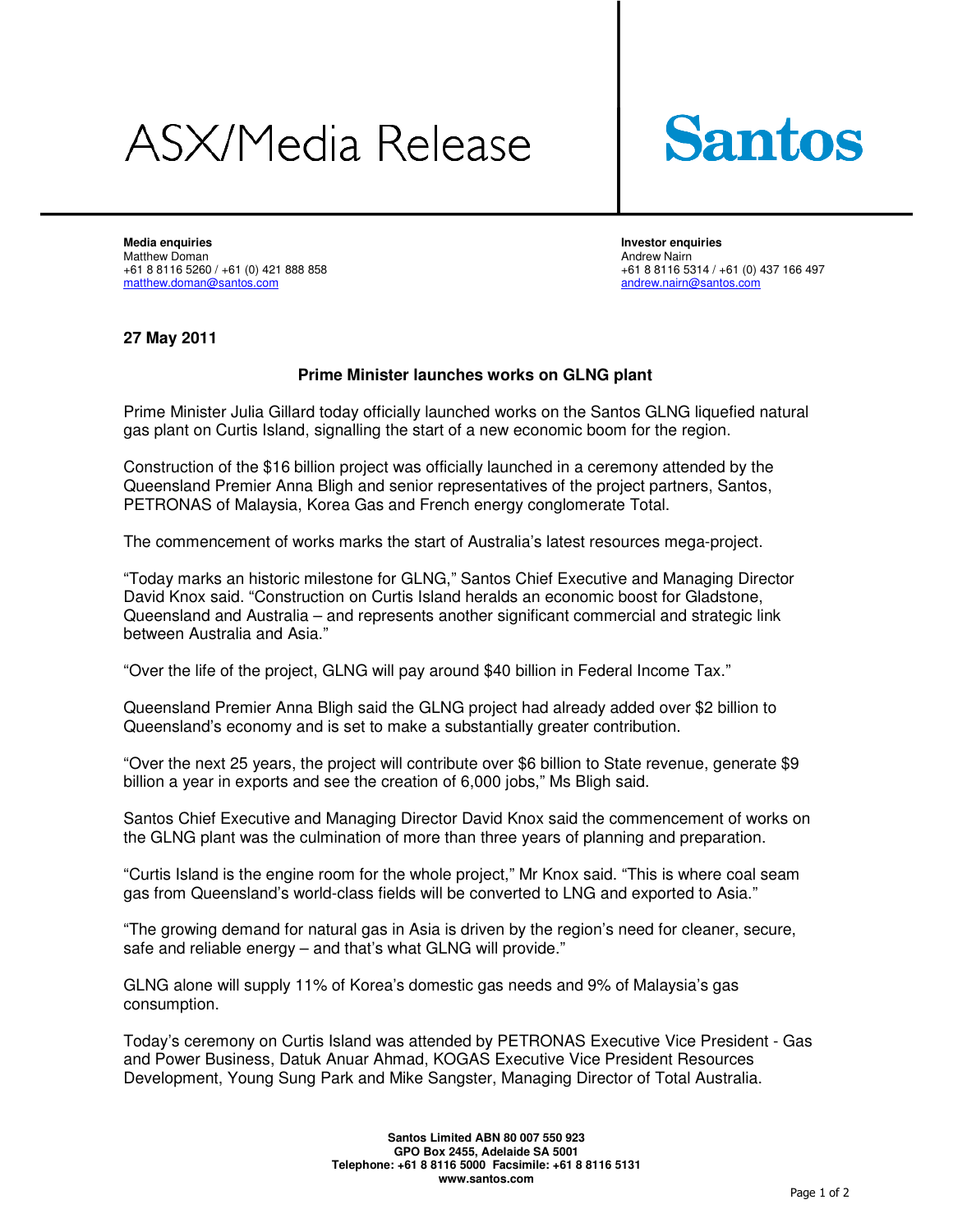# ASX/Media Release

**Santos**

**Media enquiries**
Matthew Doman
+61 8 8116 5260 / +61 (0) 421 888 858
matthew.doman@santos.com

**Investor enquiries**
Andrew Nairn
+61 8 8116 5314 / +61 (0) 437 166 497
andrew.nairn@santos.com

**27 May 2011**

## Prime Minister launches works on GLNG plant

Prime Minister Julia Gillard today officially launched works on the Santos GLNG liquefied natural gas plant on Curtis Island, signalling the start of a new economic boom for the region.

Construction of the $16 billion project was officially launched in a ceremony attended by the Queensland Premier Anna Bligh and senior representatives of the project partners, Santos, PETRONAS of Malaysia, Korea Gas and French energy conglomerate Total.

The commencement of works marks the start of Australia's latest resources mega-project.

"Today marks an historic milestone for GLNG," Santos Chief Executive and Managing Director David Knox said. "Construction on Curtis Island heralds an economic boost for Gladstone, Queensland and Australia – and represents another significant commercial and strategic link between Australia and Asia."

"Over the life of the project, GLNG will pay around $40 billion in Federal Income Tax."

Queensland Premier Anna Bligh said the GLNG project had already added over $2 billion to Queensland's economy and is set to make a substantially greater contribution.

"Over the next 25 years, the project will contribute over $6 billion to State revenue, generate $9 billion a year in exports and see the creation of 6,000 jobs," Ms Bligh said.

Santos Chief Executive and Managing Director David Knox said the commencement of works on the GLNG plant was the culmination of more than three years of planning and preparation.

"Curtis Island is the engine room for the whole project," Mr Knox said. "This is where coal seam gas from Queensland's world-class fields will be converted to LNG and exported to Asia."

"The growing demand for natural gas in Asia is driven by the region's need for cleaner, secure, safe and reliable energy – and that's what GLNG will provide."

GLNG alone will supply 11% of Korea's domestic gas needs and 9% of Malaysia's gas consumption.

Today's ceremony on Curtis Island was attended by PETRONAS Executive Vice President - Gas and Power Business, Datuk Anuar Ahmad, KOGAS Executive Vice President Resources Development, Young Sung Park and Mike Sangster, Managing Director of Total Australia.

**Santos Limited ABN 80 007 550 923**
**GPO Box 2455, Adelaide SA 5001**
**Telephone: +61 8 8116 5000 Facsimile: +61 8 8116 5131**
**www.santos.com**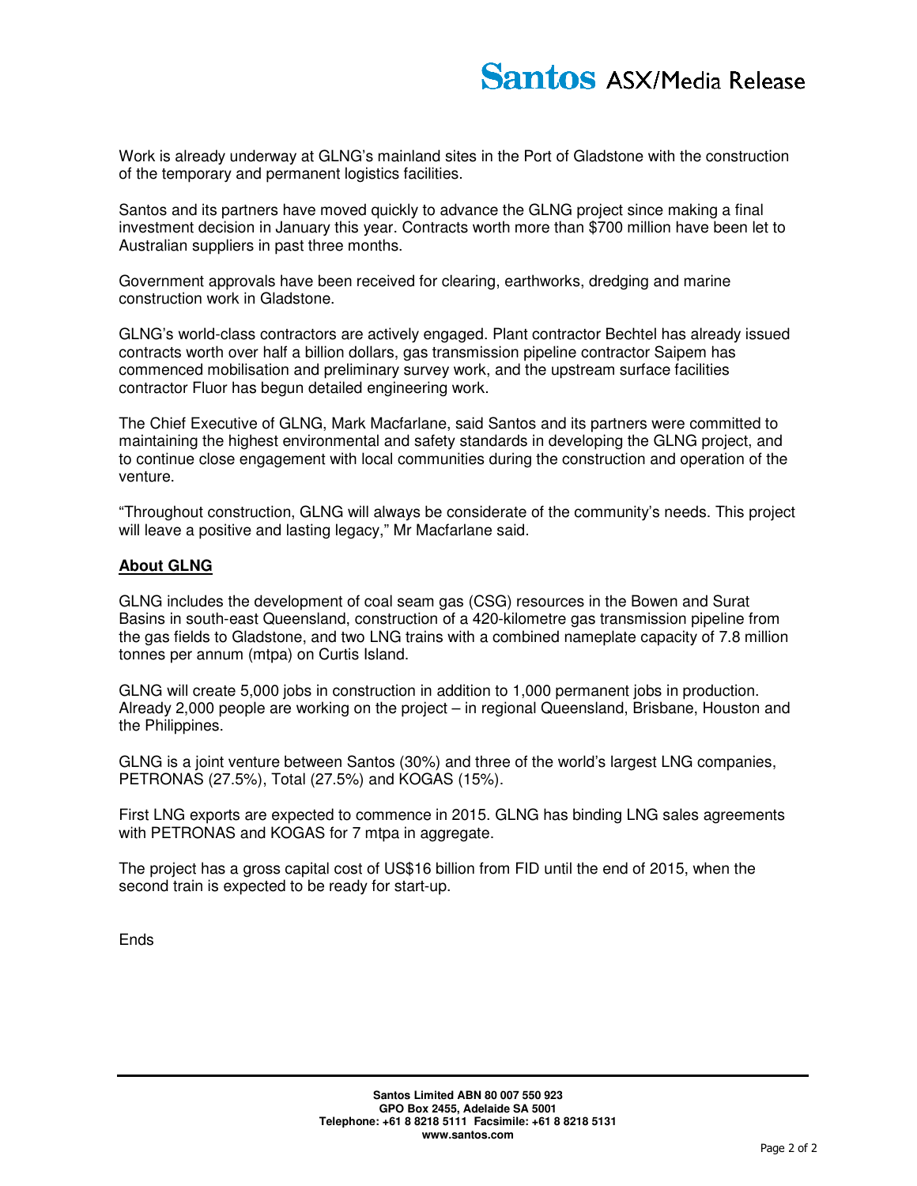Work is already underway at GLNG's mainland sites in the Port of Gladstone with the construction of the temporary and permanent logistics facilities.

Santos and its partners have moved quickly to advance the GLNG project since making a final investment decision in January this year. Contracts worth more than $700 million have been let to Australian suppliers in past three months.

Government approvals have been received for clearing, earthworks, dredging and marine construction work in Gladstone.

GLNG's world-class contractors are actively engaged. Plant contractor Bechtel has already issued contracts worth over half a billion dollars, gas transmission pipeline contractor Saipem has commenced mobilisation and preliminary survey work, and the upstream surface facilities contractor Fluor has begun detailed engineering work.

The Chief Executive of GLNG, Mark Macfarlane, said Santos and its partners were committed to maintaining the highest environmental and safety standards in developing the GLNG project, and to continue close engagement with local communities during the construction and operation of the venture.

"Throughout construction, GLNG will always be considerate of the community's needs. This project will leave a positive and lasting legacy," Mr Macfarlane said.

**About GLNG**

GLNG includes the development of coal seam gas (CSG) resources in the Bowen and Surat Basins in south-east Queensland, construction of a 420-kilometre gas transmission pipeline from the gas fields to Gladstone, and two LNG trains with a combined nameplate capacity of 7.8 million tonnes per annum (mtpa) on Curtis Island.

GLNG will create 5,000 jobs in construction in addition to 1,000 permanent jobs in production. Already 2,000 people are working on the project – in regional Queensland, Brisbane, Houston and the Philippines.

GLNG is a joint venture between Santos (30%) and three of the world's largest LNG companies, PETRONAS (27.5%), Total (27.5%) and KOGAS (15%).

First LNG exports are expected to commence in 2015. GLNG has binding LNG sales agreements with PETRONAS and KOGAS for 7 mtpa in aggregate.

The project has a gross capital cost of US$16 billion from FID until the end of 2015, when the second train is expected to be ready for start-up.

Ends

**Santos Limited ABN 80 007 550 923**
**GPO Box 2455, Adelaide SA 5001**
**Telephone: +61 8 8218 5111 Facsimile: +61 8 8218 5131**
**www.santos.com**